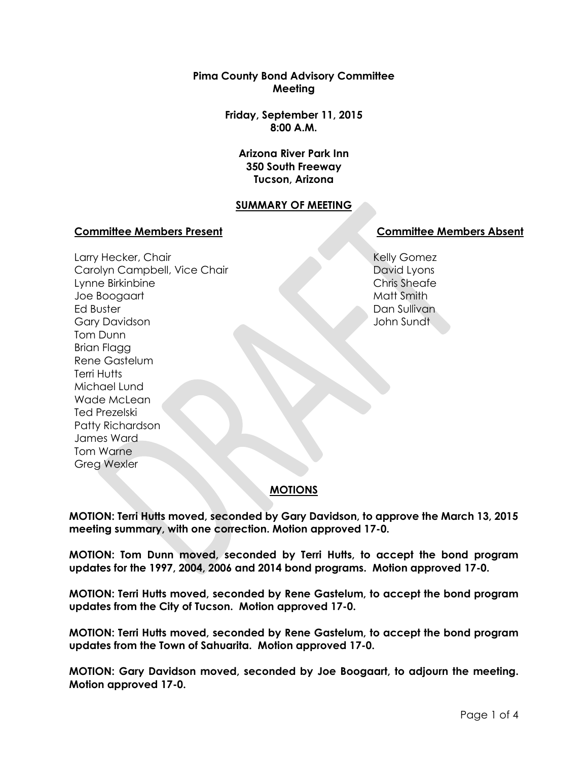# Pima County Bond Advisory Committee Meeting

**Friday, September 11, 2015**
**8:00 A.M.**

**Arizona River Park Inn**
**350 South Freeway**
**Tucson, Arizona**

## SUMMARY OF MEETING

### Committee Members Present

Larry Hecker, Chair
Carolyn Campbell, Vice Chair
Lynne Birkinbine
Joe Boogaart
Ed Buster
Gary Davidson
Tom Dunn
Brian Flagg
Rene Gastelum
Terri Hutts
Michael Lund
Wade McLean
Ted Prezelski
Patty Richardson
James Ward
Tom Warne
Greg Wexler

### Committee Members Absent

Kelly Gomez
David Lyons
Chris Sheafe
Matt Smith
Dan Sullivan
John Sundt

## MOTIONS

**MOTION: Terri Hutts moved, seconded by Gary Davidson, to approve the March 13, 2015 meeting summary, with one correction. Motion approved 17-0.**

**MOTION: Tom Dunn moved, seconded by Terri Hutts, to accept the bond program updates for the 1997, 2004, 2006 and 2014 bond programs. Motion approved 17-0.**

**MOTION: Terri Hutts moved, seconded by Rene Gastelum, to accept the bond program updates from the City of Tucson. Motion approved 17-0.**

**MOTION: Terri Hutts moved, seconded by Rene Gastelum, to accept the bond program updates from the Town of Sahuarita. Motion approved 17-0.**

**MOTION: Gary Davidson moved, seconded by Joe Boogaart, to adjourn the meeting. Motion approved 17-0.**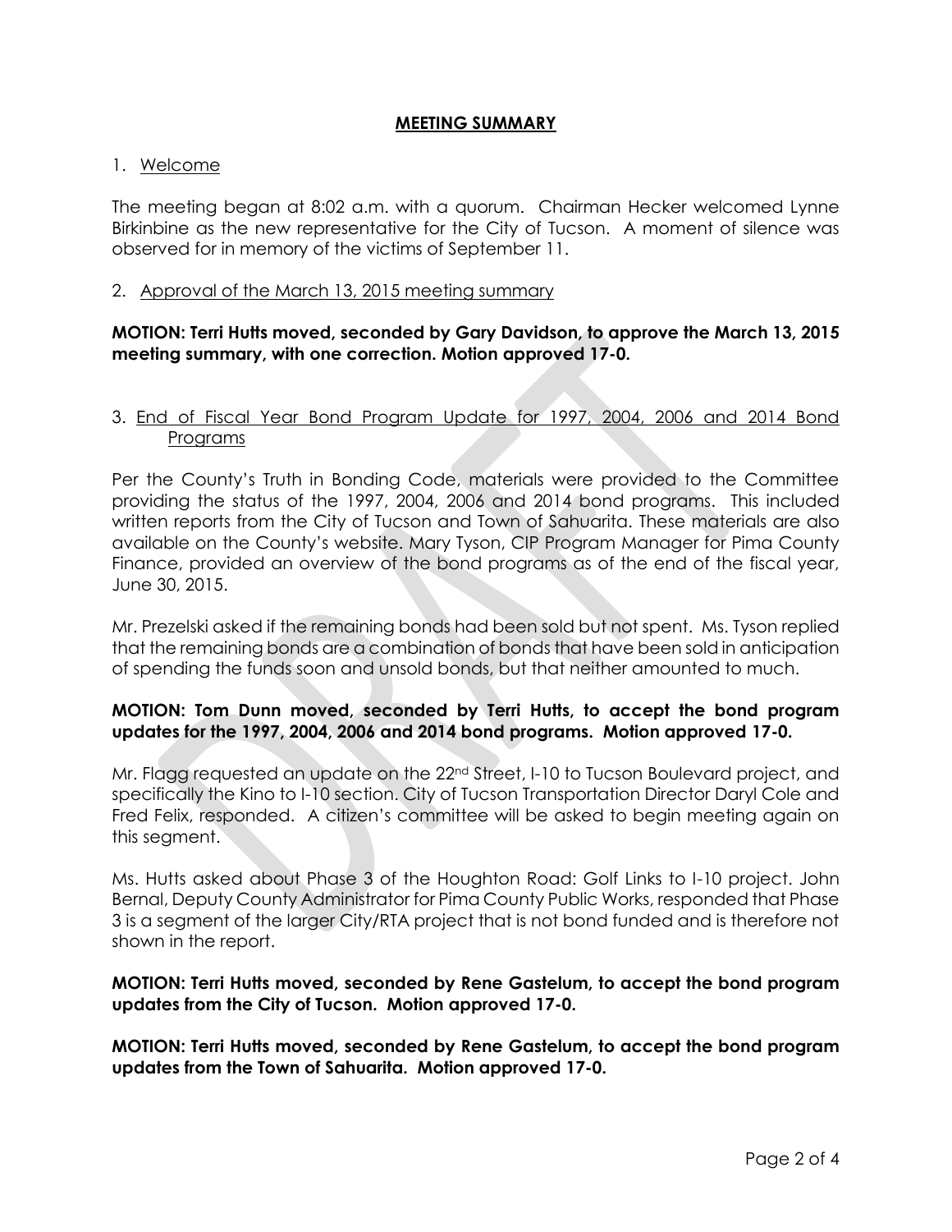## MEETING SUMMARY

1. Welcome

The meeting began at 8:02 a.m. with a quorum. Chairman Hecker welcomed Lynne Birkinbine as the new representative for the City of Tucson. A moment of silence was observed for in memory of the victims of September 11.

2. Approval of the March 13, 2015 meeting summary

**MOTION: Terri Hutts moved, seconded by Gary Davidson, to approve the March 13, 2015 meeting summary, with one correction. Motion approved 17-0.**

3. End of Fiscal Year Bond Program Update for 1997, 2004, 2006 and 2014 Bond Programs

Per the County's Truth in Bonding Code, materials were provided to the Committee providing the status of the 1997, 2004, 2006 and 2014 bond programs. This included written reports from the City of Tucson and Town of Sahuarita. These materials are also available on the County's website. Mary Tyson, CIP Program Manager for Pima County Finance, provided an overview of the bond programs as of the end of the fiscal year, June 30, 2015.

Mr. Prezelski asked if the remaining bonds had been sold but not spent. Ms. Tyson replied that the remaining bonds are a combination of bonds that have been sold in anticipation of spending the funds soon and unsold bonds, but that neither amounted to much.

**MOTION: Tom Dunn moved, seconded by Terri Hutts, to accept the bond program updates for the 1997, 2004, 2006 and 2014 bond programs. Motion approved 17-0.**

Mr. Flagg requested an update on the 22nd Street, I-10 to Tucson Boulevard project, and specifically the Kino to I-10 section. City of Tucson Transportation Director Daryl Cole and Fred Felix, responded. A citizen's committee will be asked to begin meeting again on this segment.

Ms. Hutts asked about Phase 3 of the Houghton Road: Golf Links to I-10 project. John Bernal, Deputy County Administrator for Pima County Public Works, responded that Phase 3 is a segment of the larger City/RTA project that is not bond funded and is therefore not shown in the report.

**MOTION: Terri Hutts moved, seconded by Rene Gastelum, to accept the bond program updates from the City of Tucson. Motion approved 17-0.**

**MOTION: Terri Hutts moved, seconded by Rene Gastelum, to accept the bond program updates from the Town of Sahuarita. Motion approved 17-0.**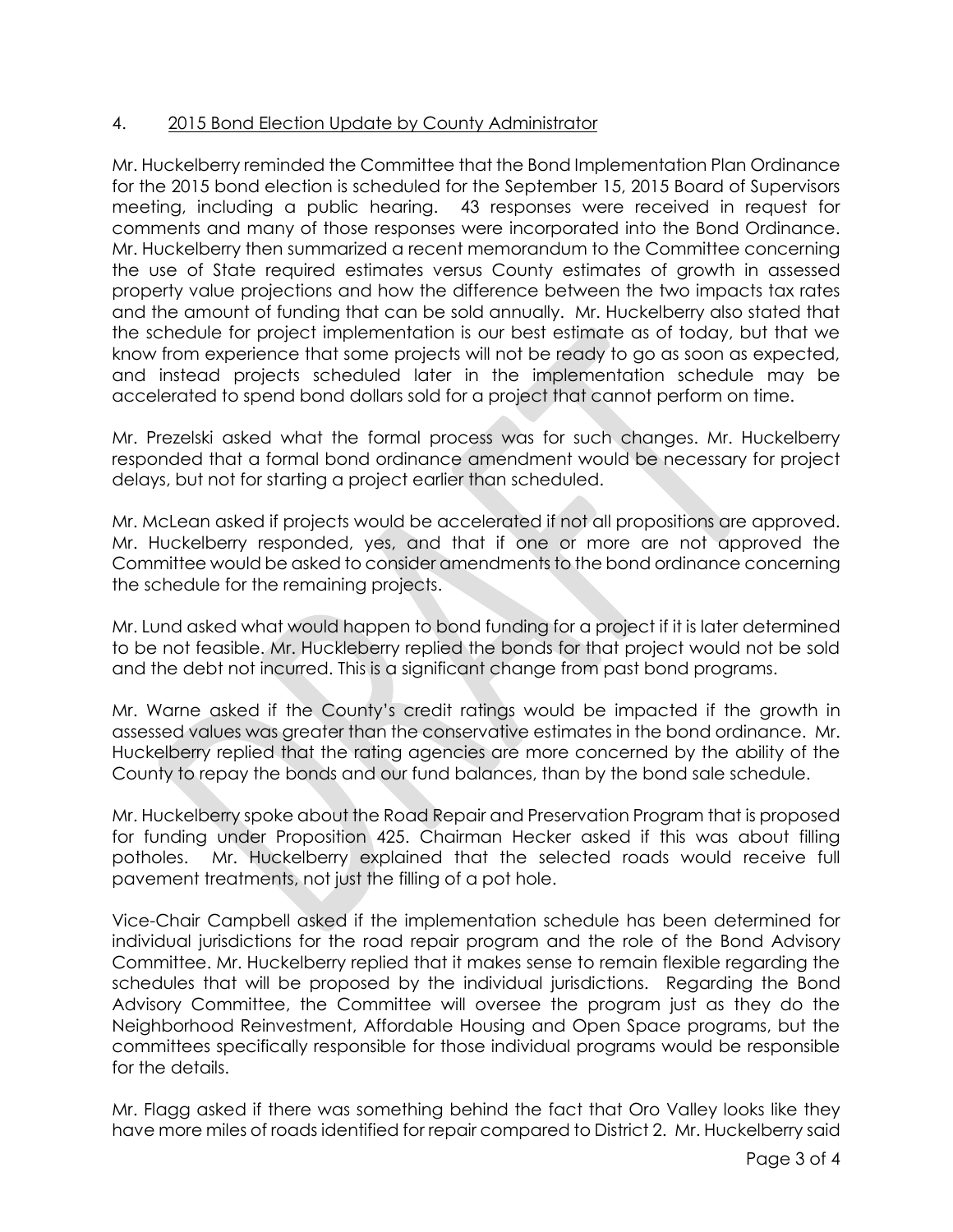4. 2015 Bond Election Update by County Administrator

Mr. Huckelberry reminded the Committee that the Bond Implementation Plan Ordinance for the 2015 bond election is scheduled for the September 15, 2015 Board of Supervisors meeting, including a public hearing. 43 responses were received in request for comments and many of those responses were incorporated into the Bond Ordinance. Mr. Huckelberry then summarized a recent memorandum to the Committee concerning the use of State required estimates versus County estimates of growth in assessed property value projections and how the difference between the two impacts tax rates and the amount of funding that can be sold annually. Mr. Huckelberry also stated that the schedule for project implementation is our best estimate as of today, but that we know from experience that some projects will not be ready to go as soon as expected, and instead projects scheduled later in the implementation schedule may be accelerated to spend bond dollars sold for a project that cannot perform on time.

Mr. Prezelski asked what the formal process was for such changes. Mr. Huckelberry responded that a formal bond ordinance amendment would be necessary for project delays, but not for starting a project earlier than scheduled.

Mr. McLean asked if projects would be accelerated if not all propositions are approved. Mr. Huckelberry responded, yes, and that if one or more are not approved the Committee would be asked to consider amendments to the bond ordinance concerning the schedule for the remaining projects.

Mr. Lund asked what would happen to bond funding for a project if it is later determined to be not feasible. Mr. Huckleberry replied the bonds for that project would not be sold and the debt not incurred. This is a significant change from past bond programs.

Mr. Warne asked if the County's credit ratings would be impacted if the growth in assessed values was greater than the conservative estimates in the bond ordinance. Mr. Huckelberry replied that the rating agencies are more concerned by the ability of the County to repay the bonds and our fund balances, than by the bond sale schedule.

Mr. Huckelberry spoke about the Road Repair and Preservation Program that is proposed for funding under Proposition 425. Chairman Hecker asked if this was about filling potholes. Mr. Huckelberry explained that the selected roads would receive full pavement treatments, not just the filling of a pot hole.

Vice-Chair Campbell asked if the implementation schedule has been determined for individual jurisdictions for the road repair program and the role of the Bond Advisory Committee. Mr. Huckelberry replied that it makes sense to remain flexible regarding the schedules that will be proposed by the individual jurisdictions. Regarding the Bond Advisory Committee, the Committee will oversee the program just as they do the Neighborhood Reinvestment, Affordable Housing and Open Space programs, but the committees specifically responsible for those individual programs would be responsible for the details.

Mr. Flagg asked if there was something behind the fact that Oro Valley looks like they have more miles of roads identified for repair compared to District 2. Mr. Huckelberry said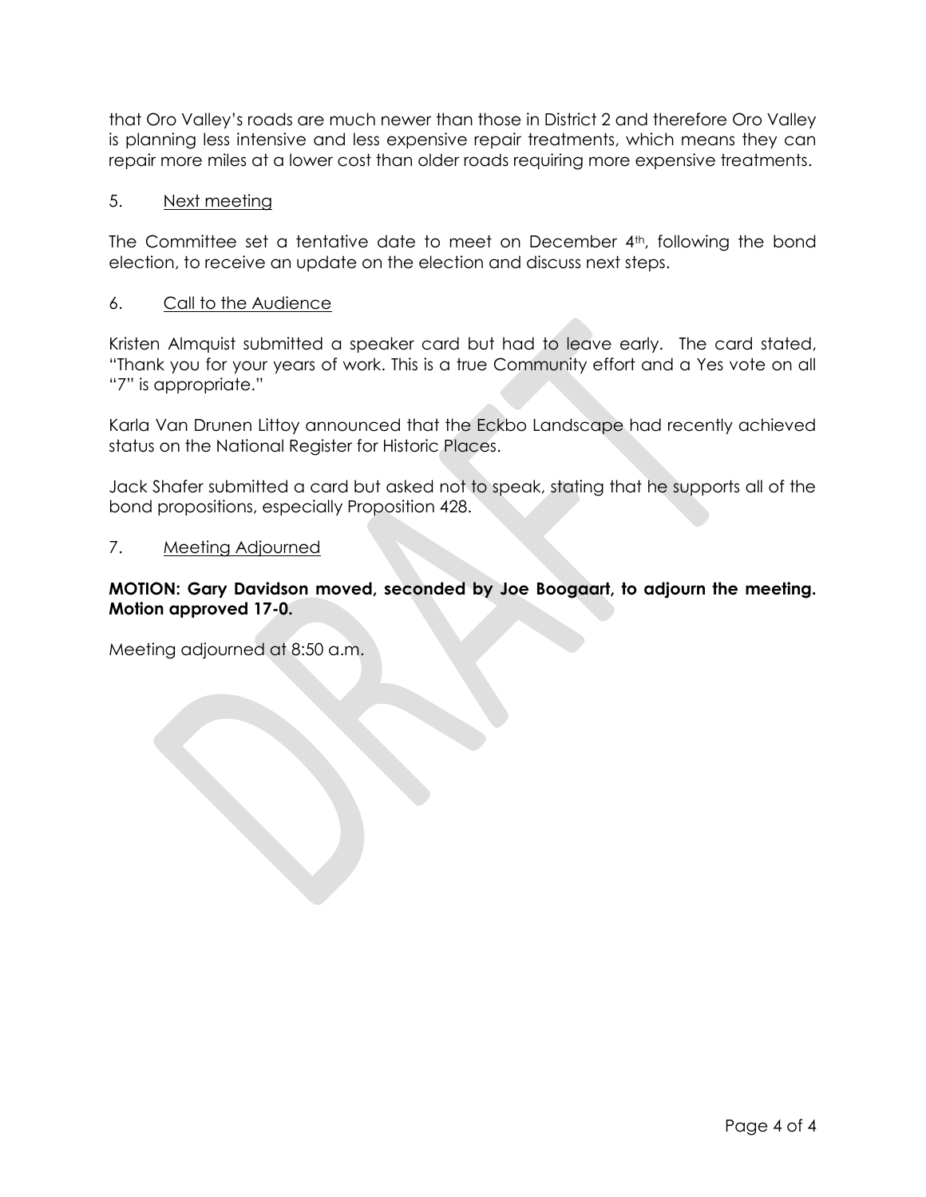that Oro Valley's roads are much newer than those in District 2 and therefore Oro Valley is planning less intensive and less expensive repair treatments, which means they can repair more miles at a lower cost than older roads requiring more expensive treatments.

5. Next meeting

The Committee set a tentative date to meet on December 4th, following the bond election, to receive an update on the election and discuss next steps.

6. Call to the Audience

Kristen Almquist submitted a speaker card but had to leave early. The card stated, "Thank you for your years of work. This is a true Community effort and a Yes vote on all "7" is appropriate."

Karla Van Drunen Littoy announced that the Eckbo Landscape had recently achieved status on the National Register for Historic Places.

Jack Shafer submitted a card but asked not to speak, stating that he supports all of the bond propositions, especially Proposition 428.

7. Meeting Adjourned

**MOTION: Gary Davidson moved, seconded by Joe Boogaart, to adjourn the meeting. Motion approved 17-0.**

Meeting adjourned at 8:50 a.m.